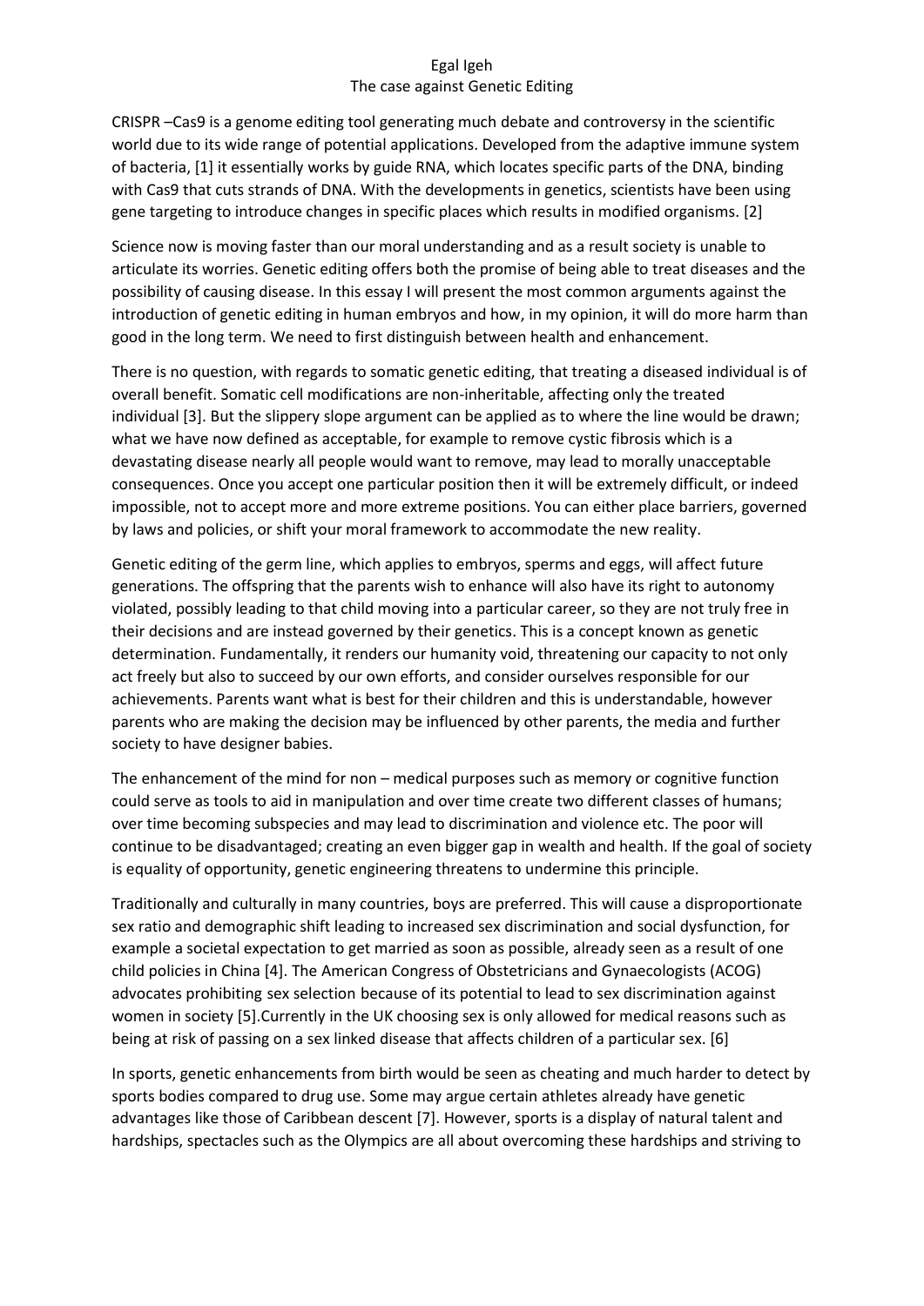Egal Igeh

# The case against Genetic Editing

CRISPR –Cas9 is a genome editing tool generating much debate and controversy in the scientific world due to its wide range of potential applications. Developed from the adaptive immune system of bacteria, [1] it essentially works by guide RNA, which locates specific parts of the DNA, binding with Cas9 that cuts strands of DNA. With the developments in genetics, scientists have been using gene targeting to introduce changes in specific places which results in modified organisms. [2]

Science now is moving faster than our moral understanding and as a result society is unable to articulate its worries. Genetic editing offers both the promise of being able to treat diseases and the possibility of causing disease. In this essay I will present the most common arguments against the introduction of genetic editing in human embryos and how, in my opinion, it will do more harm than good in the long term. We need to first distinguish between health and enhancement.

There is no question, with regards to somatic genetic editing, that treating a diseased individual is of overall benefit. Somatic cell modifications are non-inheritable, affecting only the treated individual [3]. But the slippery slope argument can be applied as to where the line would be drawn; what we have now defined as acceptable, for example to remove cystic fibrosis which is a devastating disease nearly all people would want to remove, may lead to morally unacceptable consequences. Once you accept one particular position then it will be extremely difficult, or indeed impossible, not to accept more and more extreme positions. You can either place barriers, governed by laws and policies, or shift your moral framework to accommodate the new reality.

Genetic editing of the germ line, which applies to embryos, sperms and eggs, will affect future generations. The offspring that the parents wish to enhance will also have its right to autonomy violated, possibly leading to that child moving into a particular career, so they are not truly free in their decisions and are instead governed by their genetics. This is a concept known as genetic determination. Fundamentally, it renders our humanity void, threatening our capacity to not only act freely but also to succeed by our own efforts, and consider ourselves responsible for our achievements. Parents want what is best for their children and this is understandable, however parents who are making the decision may be influenced by other parents, the media and further society to have designer babies.

The enhancement of the mind for non – medical purposes such as memory or cognitive function could serve as tools to aid in manipulation and over time create two different classes of humans; over time becoming subspecies and may lead to discrimination and violence etc. The poor will continue to be disadvantaged; creating an even bigger gap in wealth and health. If the goal of society is equality of opportunity, genetic engineering threatens to undermine this principle.

Traditionally and culturally in many countries, boys are preferred. This will cause a disproportionate sex ratio and demographic shift leading to increased sex discrimination and social dysfunction, for example a societal expectation to get married as soon as possible, already seen as a result of one child policies in China [4]. The American Congress of Obstetricians and Gynaecologists (ACOG) advocates prohibiting sex selection because of its potential to lead to sex discrimination against women in society [5].Currently in the UK choosing sex is only allowed for medical reasons such as being at risk of passing on a sex linked disease that affects children of a particular sex. [6]

In sports, genetic enhancements from birth would be seen as cheating and much harder to detect by sports bodies compared to drug use. Some may argue certain athletes already have genetic advantages like those of Caribbean descent [7]. However, sports is a display of natural talent and hardships, spectacles such as the Olympics are all about overcoming these hardships and striving to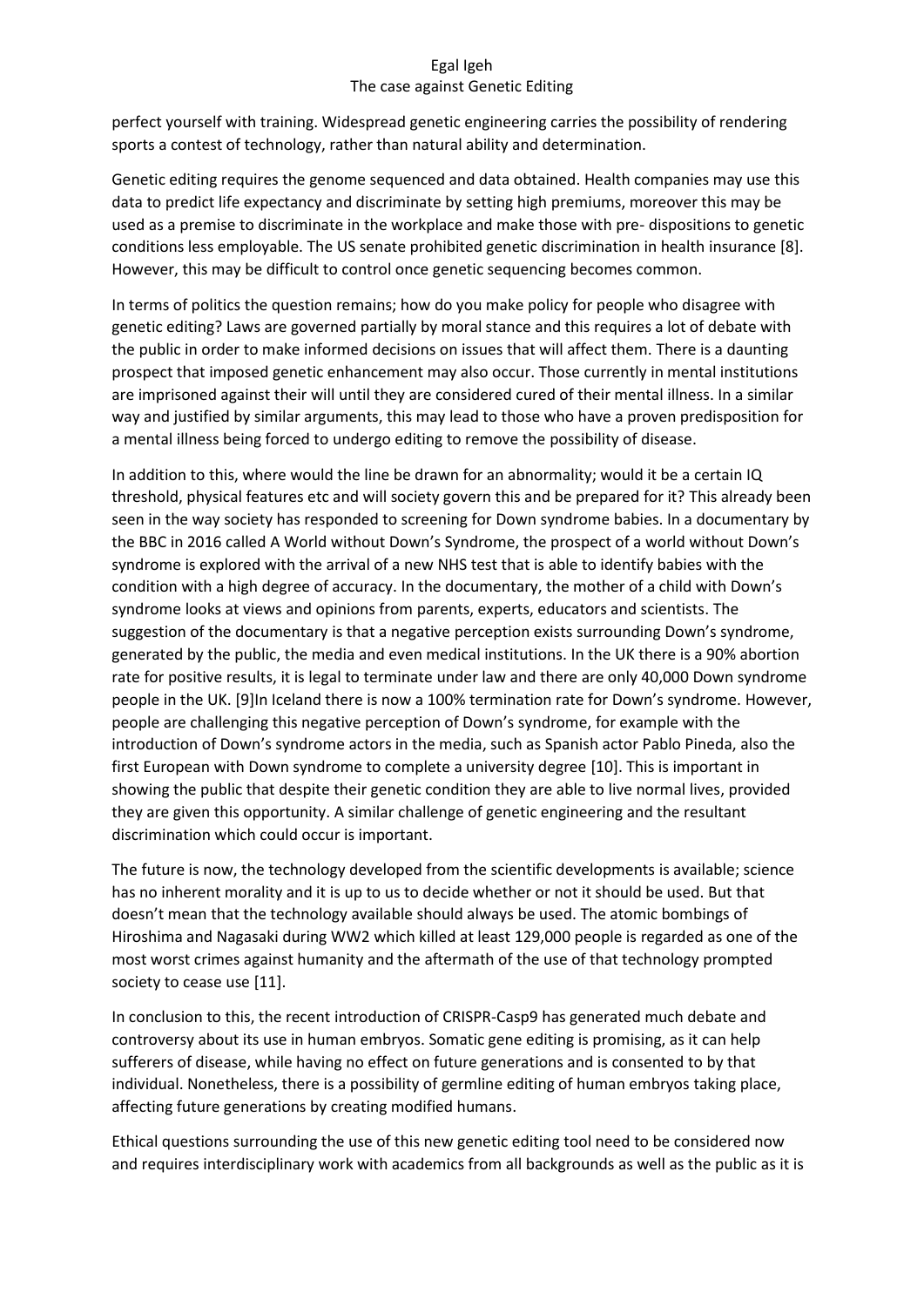perfect yourself with training. Widespread genetic engineering carries the possibility of rendering sports a contest of technology, rather than natural ability and determination.

Genetic editing requires the genome sequenced and data obtained. Health companies may use this data to predict life expectancy and discriminate by setting high premiums, moreover this may be used as a premise to discriminate in the workplace and make those with pre- dispositions to genetic conditions less employable. The US senate prohibited genetic discrimination in health insurance [8]. However, this may be difficult to control once genetic sequencing becomes common.

In terms of politics the question remains; how do you make policy for people who disagree with genetic editing? Laws are governed partially by moral stance and this requires a lot of debate with the public in order to make informed decisions on issues that will affect them. There is a daunting prospect that imposed genetic enhancement may also occur. Those currently in mental institutions are imprisoned against their will until they are considered cured of their mental illness. In a similar way and justified by similar arguments, this may lead to those who have a proven predisposition for a mental illness being forced to undergo editing to remove the possibility of disease.

In addition to this, where would the line be drawn for an abnormality; would it be a certain IQ threshold, physical features etc and will society govern this and be prepared for it? This already been seen in the way society has responded to screening for Down syndrome babies. In a documentary by the BBC in 2016 called A World without Down's Syndrome, the prospect of a world without Down's syndrome is explored with the arrival of a new NHS test that is able to identify babies with the condition with a high degree of accuracy. In the documentary, the mother of a child with Down's syndrome looks at views and opinions from parents, experts, educators and scientists. The suggestion of the documentary is that a negative perception exists surrounding Down's syndrome, generated by the public, the media and even medical institutions. In the UK there is a 90% abortion rate for positive results, it is legal to terminate under law and there are only 40,000 Down syndrome people in the UK. [9]In Iceland there is now a 100% termination rate for Down's syndrome. However, people are challenging this negative perception of Down's syndrome, for example with the introduction of Down's syndrome actors in the media, such as Spanish actor Pablo Pineda, also the first European with Down syndrome to complete a university degree [10]. This is important in showing the public that despite their genetic condition they are able to live normal lives, provided they are given this opportunity. A similar challenge of genetic engineering and the resultant discrimination which could occur is important.

The future is now, the technology developed from the scientific developments is available; science has no inherent morality and it is up to us to decide whether or not it should be used. But that doesn't mean that the technology available should always be used. The atomic bombings of Hiroshima and Nagasaki during WW2 which killed at least 129,000 people is regarded as one of the most worst crimes against humanity and the aftermath of the use of that technology prompted society to cease use [11].

In conclusion to this, the recent introduction of CRISPR-Casp9 has generated much debate and controversy about its use in human embryos. Somatic gene editing is promising, as it can help sufferers of disease, while having no effect on future generations and is consented to by that individual. Nonetheless, there is a possibility of germline editing of human embryos taking place, affecting future generations by creating modified humans.

Ethical questions surrounding the use of this new genetic editing tool need to be considered now and requires interdisciplinary work with academics from all backgrounds as well as the public as it is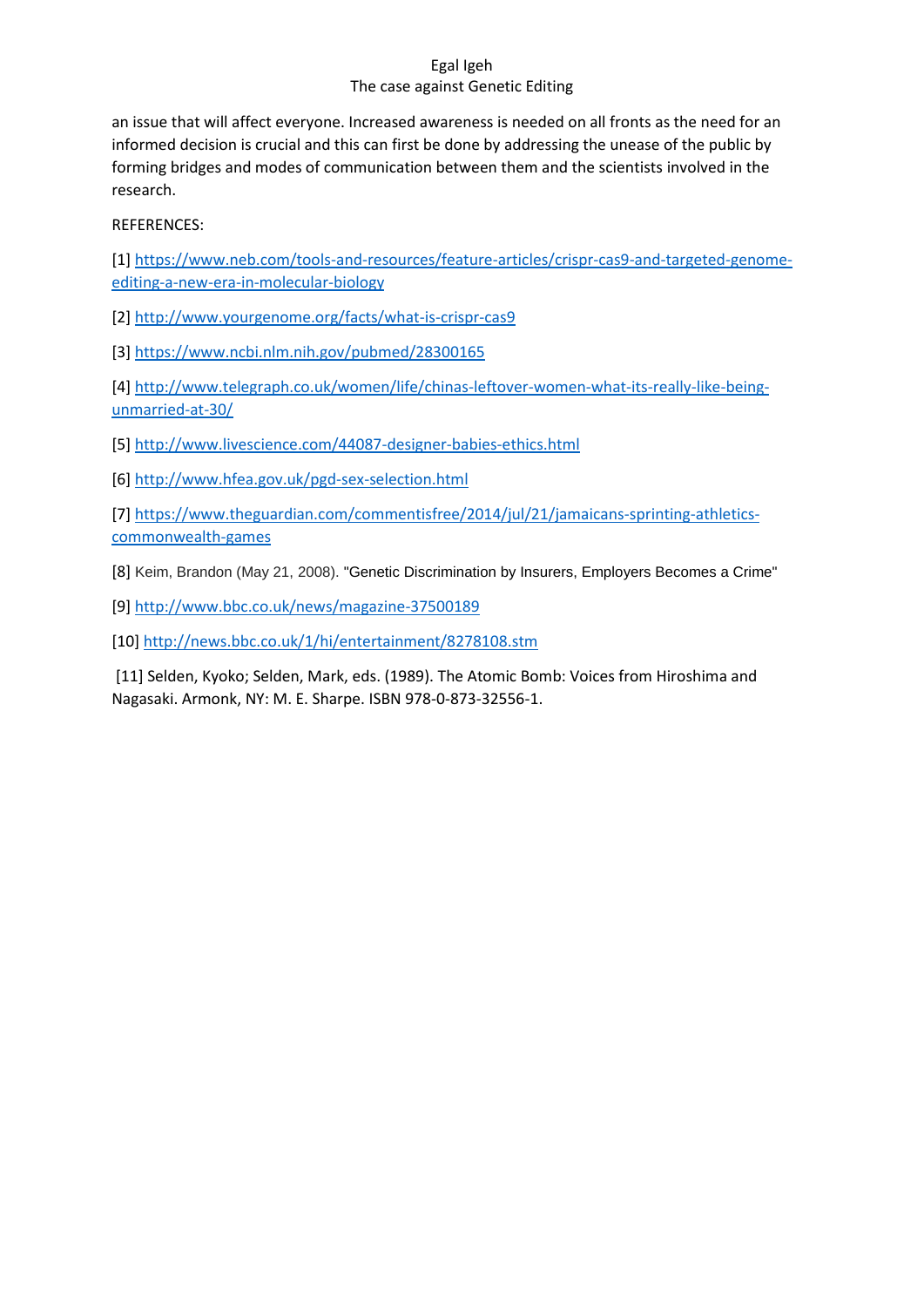an issue that will affect everyone. Increased awareness is needed on all fronts as the need for an informed decision is crucial and this can first be done by addressing the unease of the public by forming bridges and modes of communication between them and the scientists involved in the research.

REFERENCES:

[1] https://www.neb.com/tools-and-resources/feature-articles/crispr-cas9-and-targeted-genome-editing-a-new-era-in-molecular-biology

[2] http://www.yourgenome.org/facts/what-is-crispr-cas9

[3] https://www.ncbi.nlm.nih.gov/pubmed/28300165

[4] http://www.telegraph.co.uk/women/life/chinas-leftover-women-what-its-really-like-being-unmarried-at-30/

[5] http://www.livescience.com/44087-designer-babies-ethics.html

[6] http://www.hfea.gov.uk/pgd-sex-selection.html

[7] https://www.theguardian.com/commentisfree/2014/jul/21/jamaicans-sprinting-athletics-commonwealth-games

[8] Keim, Brandon (May 21, 2008). "Genetic Discrimination by Insurers, Employers Becomes a Crime"

[9] http://www.bbc.co.uk/news/magazine-37500189

[10] http://news.bbc.co.uk/1/hi/entertainment/8278108.stm

[11] Selden, Kyoko; Selden, Mark, eds. (1989). The Atomic Bomb: Voices from Hiroshima and Nagasaki. Armonk, NY: M. E. Sharpe. ISBN 978-0-873-32556-1.